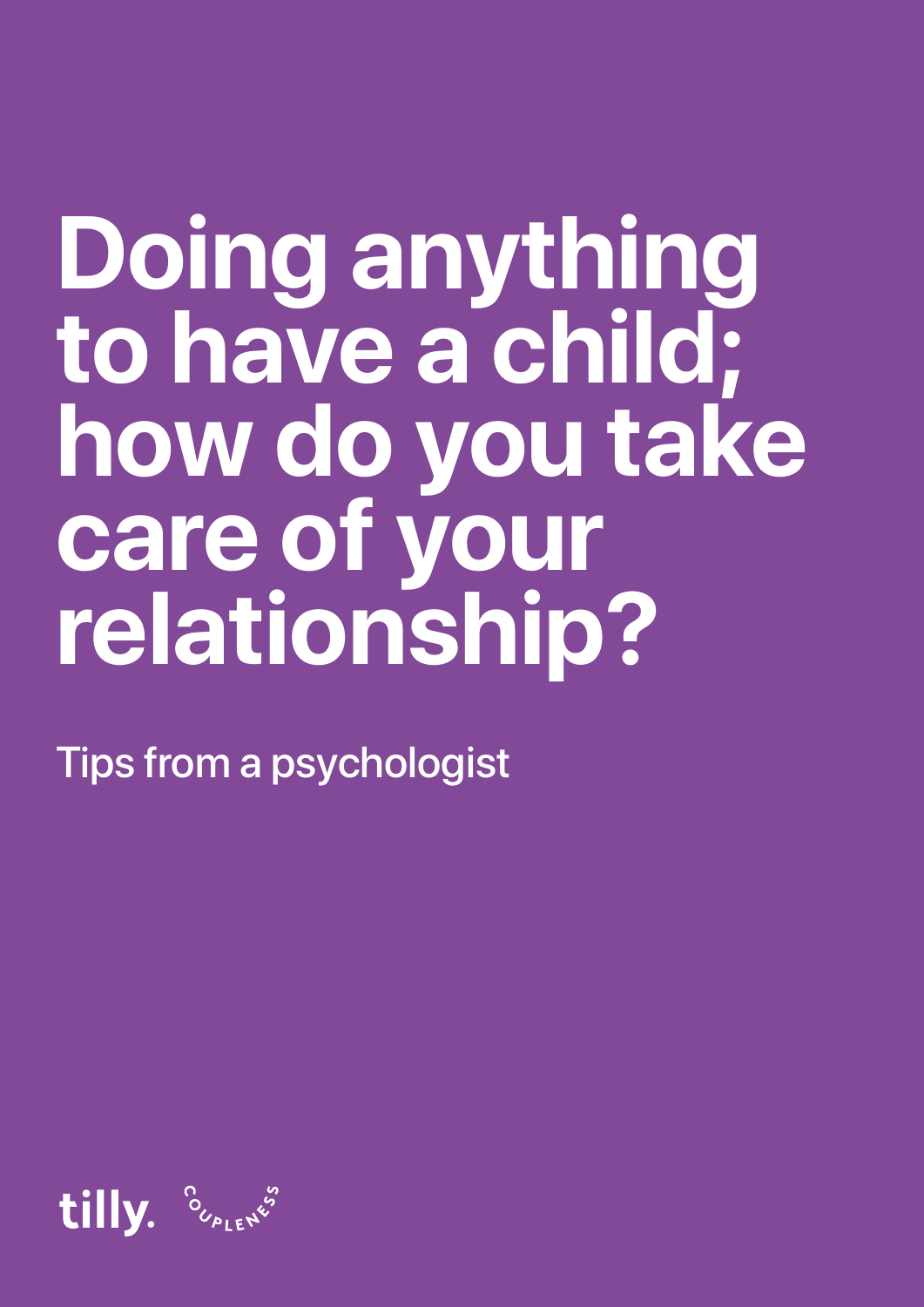# Doing anything to have a child; how do you take care of your relationship?

Tips from a psychologist

tilly. COUPLENESS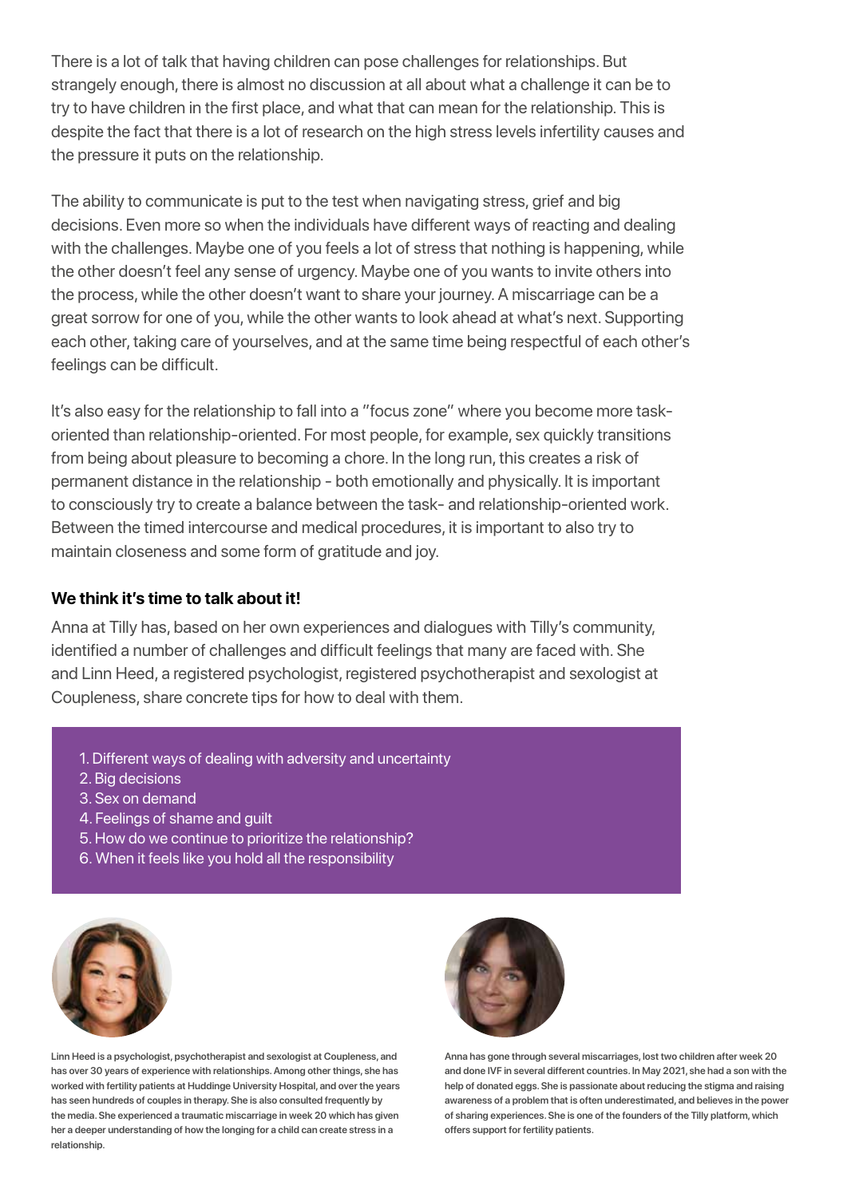There is a lot of talk that having children can pose challenges for relationships. But strangely enough, there is almost no discussion at all about what a challenge it can be to try to have children in the first place, and what that can mean for the relationship. This is despite the fact that there is a lot of research on the high stress levels infertility causes and the pressure it puts on the relationship.

The ability to communicate is put to the test when navigating stress, grief and big decisions. Even more so when the individuals have different ways of reacting and dealing with the challenges. Maybe one of you feels a lot of stress that nothing is happening, while the other doesn't feel any sense of urgency. Maybe one of you wants to invite others into the process, while the other doesn't want to share your journey. A miscarriage can be a great sorrow for one of you, while the other wants to look ahead at what's next. Supporting each other, taking care of yourselves, and at the same time being respectful of each other's feelings can be difficult.

It's also easy for the relationship to fall into a "focus zone" where you become more task-oriented than relationship-oriented. For most people, for example, sex quickly transitions from being about pleasure to becoming a chore. In the long run, this creates a risk of permanent distance in the relationship - both emotionally and physically. It is important to consciously try to create a balance between the task- and relationship-oriented work. Between the timed intercourse and medical procedures, it is important to also try to maintain closeness and some form of gratitude and joy.

**We think it's time to talk about it!**

Anna at Tilly has, based on her own experiences and dialogues with Tilly's community, identified a number of challenges and difficult feelings that many are faced with. She and Linn Heed, a registered psychologist, registered psychotherapist and sexologist at Coupleness, share concrete tips for how to deal with them.

1. Different ways of dealing with adversity and uncertainty
2. Big decisions
3. Sex on demand
4. Feelings of shame and guilt
5. How do we continue to prioritize the relationship?
6. When it feels like you hold all the responsibility

Linn Heed is a psychologist, psychotherapist and sexologist at Coupleness, and has over 30 years of experience with relationships. Among other things, she has worked with fertility patients at Huddinge University Hospital, and over the years has seen hundreds of couples in therapy. She is also consulted frequently by the media. She experienced a traumatic miscarriage in week 20 which has given her a deeper understanding of how the longing for a child can create stress in a relationship.

Anna has gone through several miscarriages, lost two children after week 20 and done IVF in several different countries. In May 2021, she had a son with the help of donated eggs. She is passionate about reducing the stigma and raising awareness of a problem that is often underestimated, and believes in the power of sharing experiences. She is one of the founders of the Tilly platform, which offers support for fertility patients.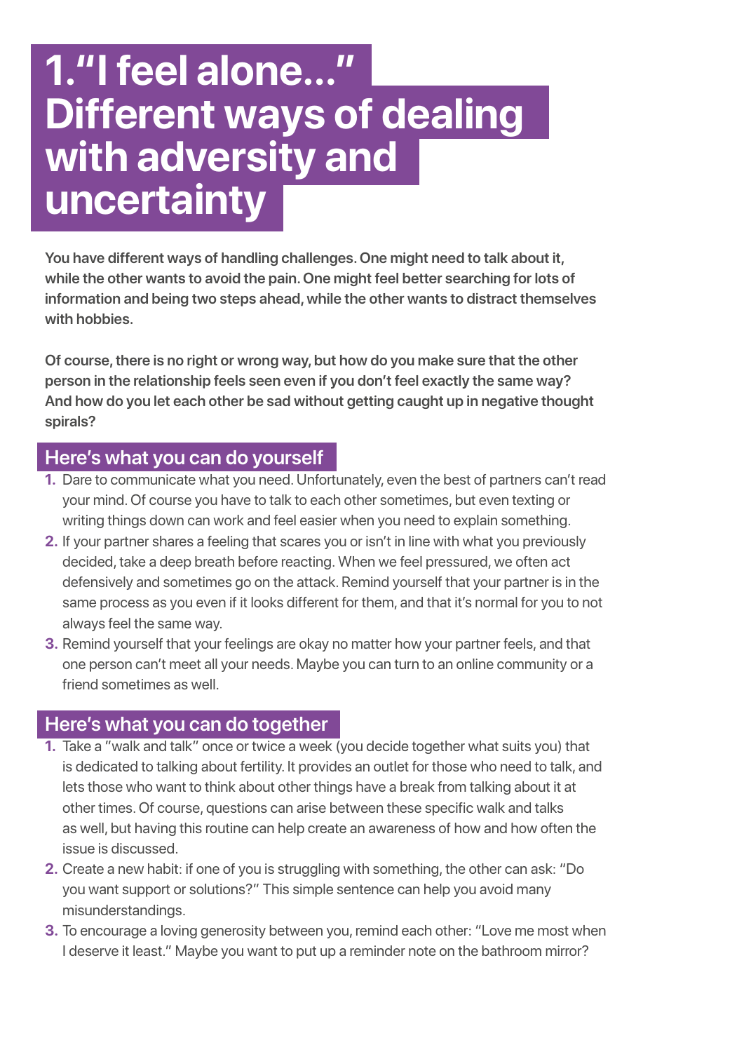# 1. "I feel alone..." Different ways of dealing with adversity and uncertainty

**You have different ways of handling challenges. One might need to talk about it, while the other wants to avoid the pain. One might feel better searching for lots of information and being two steps ahead, while the other wants to distract themselves with hobbies.**

**Of course, there is no right or wrong way, but how do you make sure that the other person in the relationship feels seen even if you don't feel exactly the same way? And how do you let each other be sad without getting caught up in negative thought spirals?**

## Here's what you can do yourself

1. Dare to communicate what you need. Unfortunately, even the best of partners can't read your mind. Of course you have to talk to each other sometimes, but even texting or writing things down can work and feel easier when you need to explain something.
2. If your partner shares a feeling that scares you or isn't in line with what you previously decided, take a deep breath before reacting. When we feel pressured, we often act defensively and sometimes go on the attack. Remind yourself that your partner is in the same process as you even if it looks different for them, and that it's normal for you to not always feel the same way.
3. Remind yourself that your feelings are okay no matter how your partner feels, and that one person can't meet all your needs. Maybe you can turn to an online community or a friend sometimes as well.

## Here's what you can do together

1. Take a "walk and talk" once or twice a week (you decide together what suits you) that is dedicated to talking about fertility. It provides an outlet for those who need to talk, and lets those who want to think about other things have a break from talking about it at other times. Of course, questions can arise between these specific walk and talks as well, but having this routine can help create an awareness of how and how often the issue is discussed.
2. Create a new habit: if one of you is struggling with something, the other can ask: "Do you want support or solutions?" This simple sentence can help you avoid many misunderstandings.
3. To encourage a loving generosity between you, remind each other: "Love me most when I deserve it least." Maybe you want to put up a reminder note on the bathroom mirror?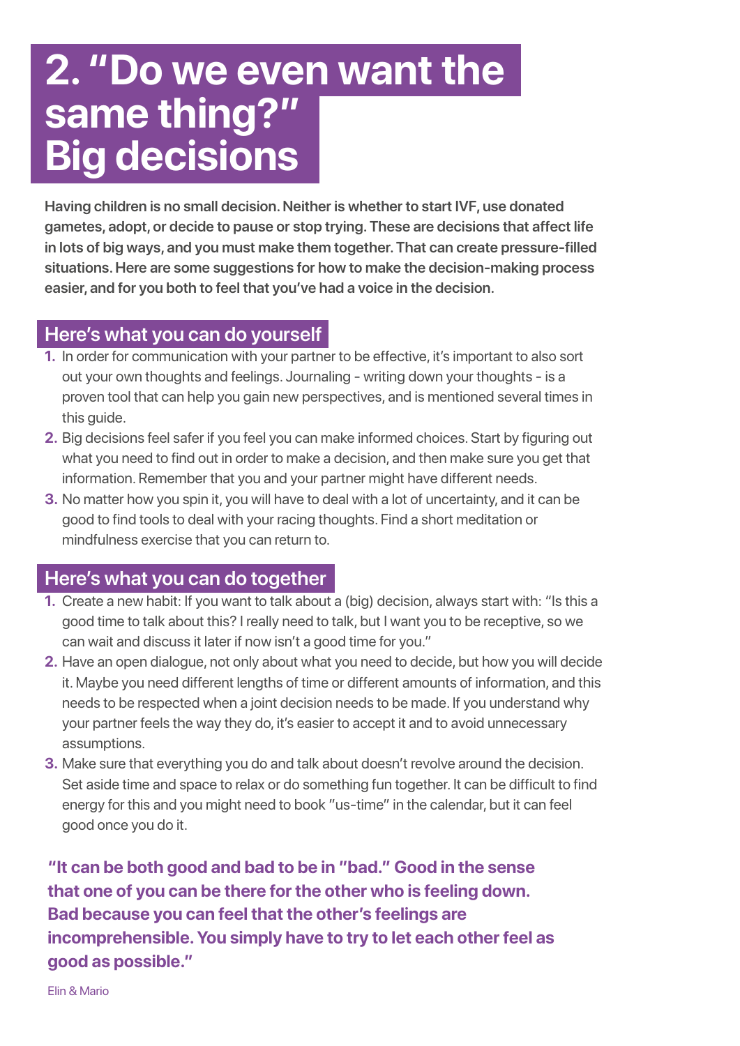# 2. "Do we even want the same thing?" Big decisions

**Having children is no small decision. Neither is whether to start IVF, use donated gametes, adopt, or decide to pause or stop trying. These are decisions that affect life in lots of big ways, and you must make them together. That can create pressure-filled situations. Here are some suggestions for how to make the decision-making process easier, and for you both to feel that you've had a voice in the decision.**

## Here's what you can do yourself

1. In order for communication with your partner to be effective, it's important to also sort out your own thoughts and feelings. Journaling - writing down your thoughts - is a proven tool that can help you gain new perspectives, and is mentioned several times in this guide.
2. Big decisions feel safer if you feel you can make informed choices. Start by figuring out what you need to find out in order to make a decision, and then make sure you get that information. Remember that you and your partner might have different needs.
3. No matter how you spin it, you will have to deal with a lot of uncertainty, and it can be good to find tools to deal with your racing thoughts. Find a short meditation or mindfulness exercise that you can return to.

## Here's what you can do together

1. Create a new habit: If you want to talk about a (big) decision, always start with: "Is this a good time to talk about this? I really need to talk, but I want you to be receptive, so we can wait and discuss it later if now isn't a good time for you."
2. Have an open dialogue, not only about what you need to decide, but how you will decide it. Maybe you need different lengths of time or different amounts of information, and this needs to be respected when a joint decision needs to be made. If you understand why your partner feels the way they do, it's easier to accept it and to avoid unnecessary assumptions.
3. Make sure that everything you do and talk about doesn't revolve around the decision. Set aside time and space to relax or do something fun together. It can be difficult to find energy for this and you might need to book "us-time" in the calendar, but it can feel good once you do it.

**"It can be both good and bad to be in "bad." Good in the sense that one of you can be there for the other who is feeling down. Bad because you can feel that the other's feelings are incomprehensible. You simply have to try to let each other feel as good as possible."**

Elin & Mario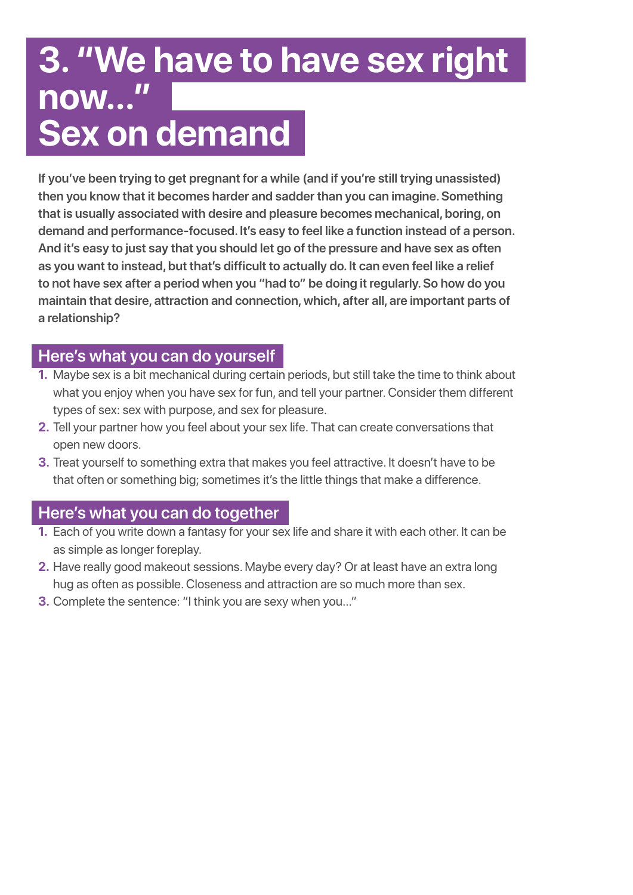# 3. "We have to have sex right now…" Sex on demand

**If you've been trying to get pregnant for a while (and if you're still trying unassisted) then you know that it becomes harder and sadder than you can imagine. Something that is usually associated with desire and pleasure becomes mechanical, boring, on demand and performance-focused. It's easy to feel like a function instead of a person. And it's easy to just say that you should let go of the pressure and have sex as often as you want to instead, but that's difficult to actually do. It can even feel like a relief to not have sex after a period when you "had to" be doing it regularly. So how do you maintain that desire, attraction and connection, which, after all, are important parts of a relationship?**

## Here's what you can do yourself

1. Maybe sex is a bit mechanical during certain periods, but still take the time to think about what you enjoy when you have sex for fun, and tell your partner. Consider them different types of sex: sex with purpose, and sex for pleasure.
2. Tell your partner how you feel about your sex life. That can create conversations that open new doors.
3. Treat yourself to something extra that makes you feel attractive. It doesn't have to be that often or something big; sometimes it's the little things that make a difference.

## Here's what you can do together

1. Each of you write down a fantasy for your sex life and share it with each other. It can be as simple as longer foreplay.
2. Have really good makeout sessions. Maybe every day? Or at least have an extra long hug as often as possible. Closeness and attraction are so much more than sex.
3. Complete the sentence: "I think you are sexy when you…"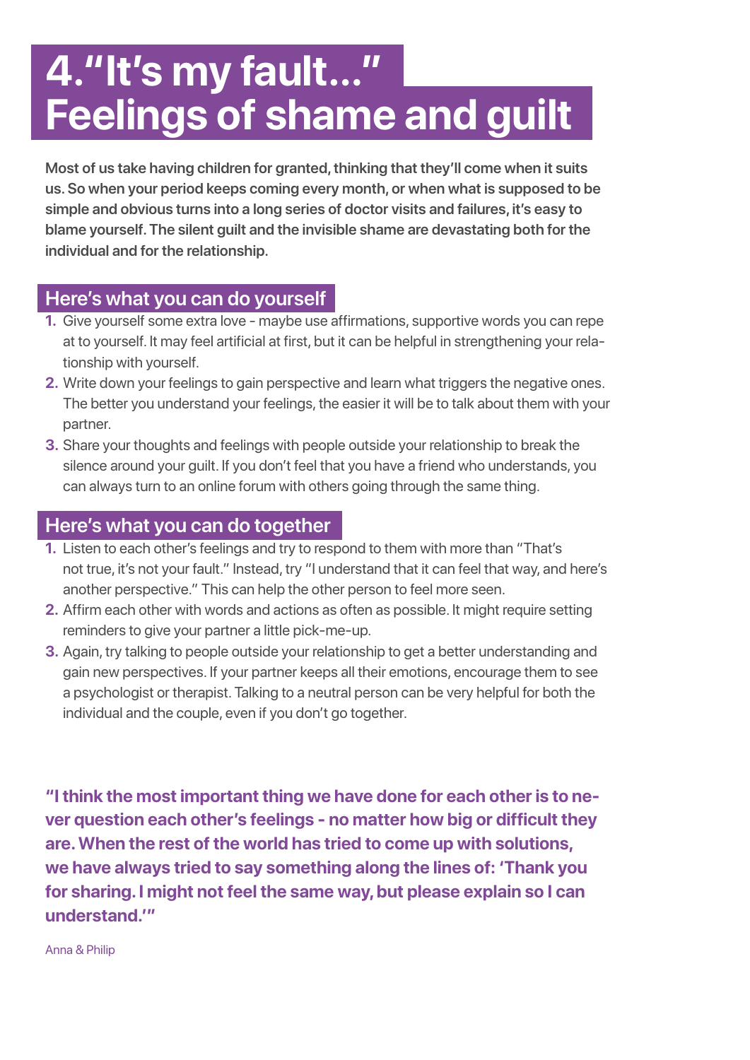# 4. "It's my fault..." Feelings of shame and guilt

**Most of us take having children for granted, thinking that they'll come when it suits us. So when your period keeps coming every month, or when what is supposed to be simple and obvious turns into a long series of doctor visits and failures, it's easy to blame yourself. The silent guilt and the invisible shame are devastating both for the individual and for the relationship.**

## Here's what you can do yourself

1. Give yourself some extra love - maybe use affirmations, supportive words you can repeat to yourself. It may feel artificial at first, but it can be helpful in strengthening your relationship with yourself.
2. Write down your feelings to gain perspective and learn what triggers the negative ones. The better you understand your feelings, the easier it will be to talk about them with your partner.
3. Share your thoughts and feelings with people outside your relationship to break the silence around your guilt. If you don't feel that you have a friend who understands, you can always turn to an online forum with others going through the same thing.

## Here's what you can do together

1. Listen to each other's feelings and try to respond to them with more than "That's not true, it's not your fault." Instead, try "I understand that it can feel that way, and here's another perspective." This can help the other person to feel more seen.
2. Affirm each other with words and actions as often as possible. It might require setting reminders to give your partner a little pick-me-up.
3. Again, try talking to people outside your relationship to get a better understanding and gain new perspectives. If your partner keeps all their emotions, encourage them to see a psychologist or therapist. Talking to a neutral person can be very helpful for both the individual and the couple, even if you don't go together.

**"I think the most important thing we have done for each other is to never question each other's feelings - no matter how big or difficult they are. When the rest of the world has tried to come up with solutions, we have always tried to say something along the lines of: 'Thank you for sharing. I might not feel the same way, but please explain so I can understand.'"**

Anna & Philip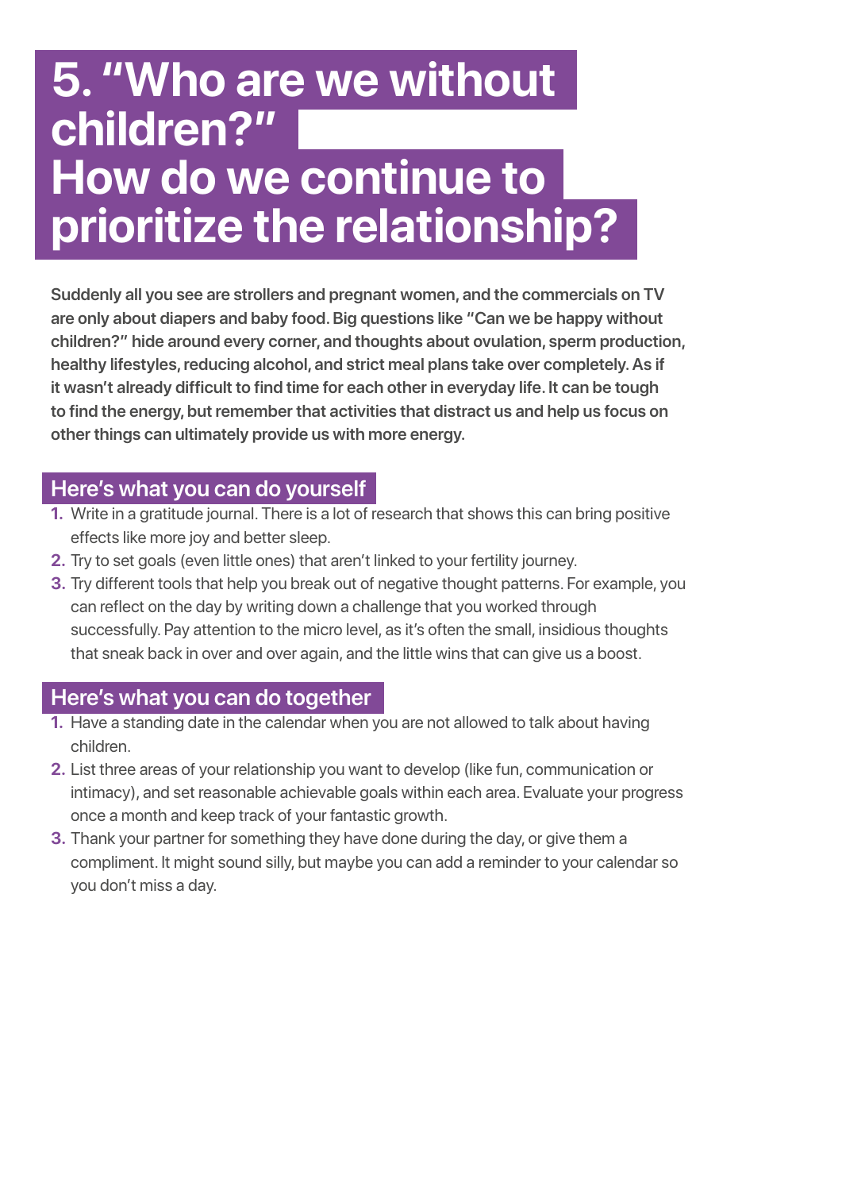# 5. "Who are we without children?" How do we continue to prioritize the relationship?

**Suddenly all you see are strollers and pregnant women, and the commercials on TV are only about diapers and baby food. Big questions like "Can we be happy without children?" hide around every corner, and thoughts about ovulation, sperm production, healthy lifestyles, reducing alcohol, and strict meal plans take over completely. As if it wasn't already difficult to find time for each other in everyday life. It can be tough to find the energy, but remember that activities that distract us and help us focus on other things can ultimately provide us with more energy.**

## Here's what you can do yourself

1. Write in a gratitude journal. There is a lot of research that shows this can bring positive effects like more joy and better sleep.
2. Try to set goals (even little ones) that aren't linked to your fertility journey.
3. Try different tools that help you break out of negative thought patterns. For example, you can reflect on the day by writing down a challenge that you worked through successfully. Pay attention to the micro level, as it's often the small, insidious thoughts that sneak back in over and over again, and the little wins that can give us a boost.

## Here's what you can do together

1. Have a standing date in the calendar when you are not allowed to talk about having children.
2. List three areas of your relationship you want to develop (like fun, communication or intimacy), and set reasonable achievable goals within each area. Evaluate your progress once a month and keep track of your fantastic growth.
3. Thank your partner for something they have done during the day, or give them a compliment. It might sound silly, but maybe you can add a reminder to your calendar so you don't miss a day.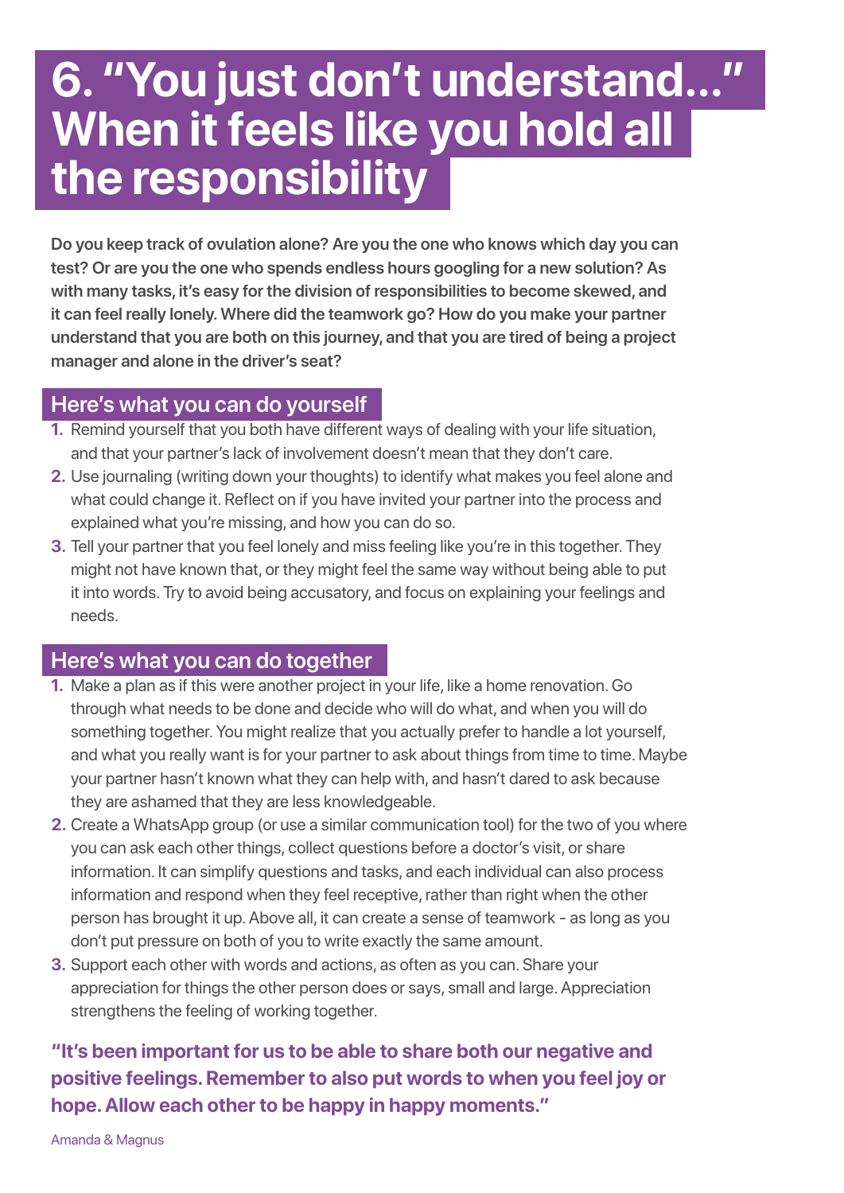# 6. "You just don't understand…" When it feels like you hold all the responsibility

**Do you keep track of ovulation alone? Are you the one who knows which day you can test? Or are you the one who spends endless hours googling for a new solution? As with many tasks, it's easy for the division of responsibilities to become skewed, and it can feel really lonely. Where did the teamwork go? How do you make your partner understand that you are both on this journey, and that you are tired of being a project manager and alone in the driver's seat?**

## Here's what you can do yourself

1. Remind yourself that you both have different ways of dealing with your life situation, and that your partner's lack of involvement doesn't mean that they don't care.
2. Use journaling (writing down your thoughts) to identify what makes you feel alone and what could change it. Reflect on if you have invited your partner into the process and explained what you're missing, and how you can do so.
3. Tell your partner that you feel lonely and miss feeling like you're in this together. They might not have known that, or they might feel the same way without being able to put it into words. Try to avoid being accusatory, and focus on explaining your feelings and needs.

## Here's what you can do together

1. Make a plan as if this were another project in your life, like a home renovation. Go through what needs to be done and decide who will do what, and when you will do something together. You might realize that you actually prefer to handle a lot yourself, and what you really want is for your partner to ask about things from time to time. Maybe your partner hasn't known what they can help with, and hasn't dared to ask because they are ashamed that they are less knowledgeable.
2. Create a WhatsApp group (or use a similar communication tool) for the two of you where you can ask each other things, collect questions before a doctor's visit, or share information. It can simplify questions and tasks, and each individual can also process information and respond when they feel receptive, rather than right when the other person has brought it up. Above all, it can create a sense of teamwork - as long as you don't put pressure on both of you to write exactly the same amount.
3. Support each other with words and actions, as often as you can. Share your appreciation for things the other person does or says, small and large. Appreciation strengthens the feeling of working together.

**"It's been important for us to be able to share both our negative and positive feelings. Remember to also put words to when you feel joy or hope. Allow each other to be happy in happy moments."**

Amanda & Magnus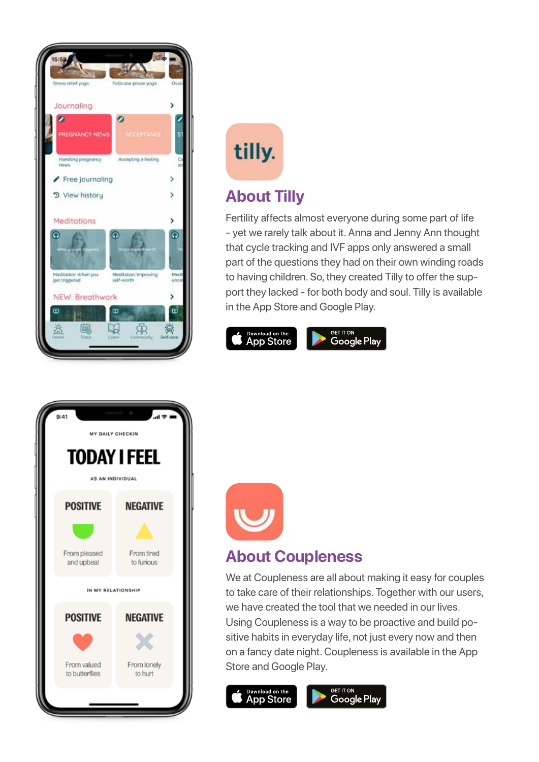## About Tilly

Fertility affects almost everyone during some part of life - yet we rarely talk about it. Anna and Jenny Ann thought that cycle tracking and IVF apps only answered a small part of the questions they had on their own winding roads to having children. So, they created Tilly to offer the support they lacked - for both body and soul. Tilly is available in the App Store and Google Play.

Download on the App Store | GET IT ON Google Play

## About Coupleness

We at Coupleness are all about making it easy for couples to take care of their relationships. Together with our users, we have created the tool that we needed in our lives. Using Coupleness is a way to be proactive and build positive habits in everyday life, not just every now and then on a fancy date night. Coupleness is available in the App Store and Google Play.

Download on the App Store | GET IT ON Google Play